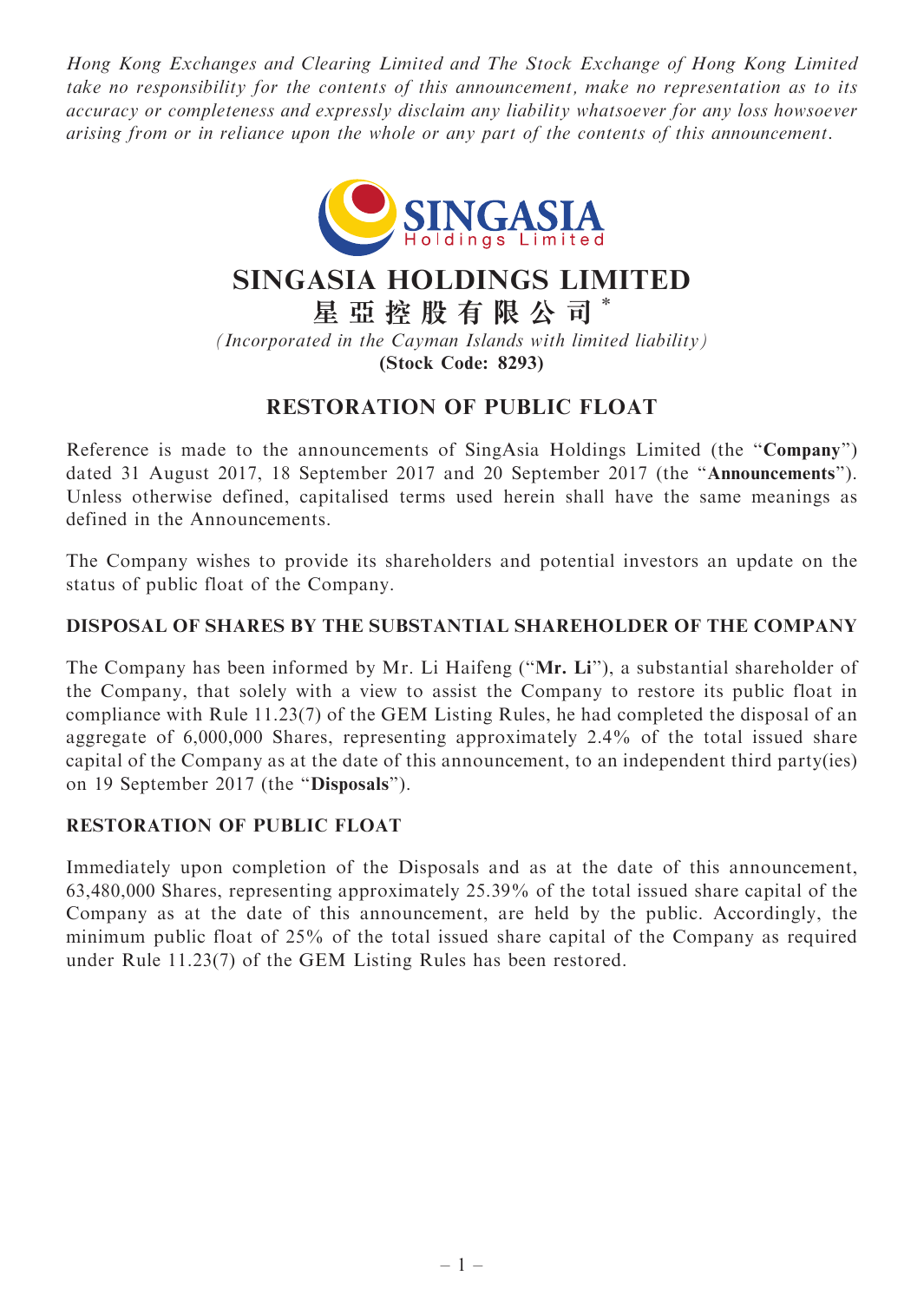*Hong Kong Exchanges and Clearing Limited and The Stock Exchange of Hong Kong Limited take no responsibility for the contents of this announcement, make no representation as to its accuracy or completeness and expressly disclaim any liability whatsoever for any loss howsoever arising from or in reliance upon the whole or any part of the contents of this announcement.*

# SINGASIA HOLDINGS LIMITED

# 星亞控股有限公司*

*(Incorporated in the Cayman Islands with limited liability)*

**(Stock Code: 8293)**

## RESTORATION OF PUBLIC FLOAT

Reference is made to the announcements of SingAsia Holdings Limited (the "**Company**") dated 31 August 2017, 18 September 2017 and 20 September 2017 (the "**Announcements**"). Unless otherwise defined, capitalised terms used herein shall have the same meanings as defined in the Announcements.

The Company wishes to provide its shareholders and potential investors an update on the status of public float of the Company.

### DISPOSAL OF SHARES BY THE SUBSTANTIAL SHAREHOLDER OF THE COMPANY

The Company has been informed by Mr. Li Haifeng ("**Mr. Li**"), a substantial shareholder of the Company, that solely with a view to assist the Company to restore its public float in compliance with Rule 11.23(7) of the GEM Listing Rules, he had completed the disposal of an aggregate of 6,000,000 Shares, representing approximately 2.4% of the total issued share capital of the Company as at the date of this announcement, to an independent third party(ies) on 19 September 2017 (the "**Disposals**").

### RESTORATION OF PUBLIC FLOAT

Immediately upon completion of the Disposals and as at the date of this announcement, 63,480,000 Shares, representing approximately 25.39% of the total issued share capital of the Company as at the date of this announcement, are held by the public. Accordingly, the minimum public float of 25% of the total issued share capital of the Company as required under Rule 11.23(7) of the GEM Listing Rules has been restored.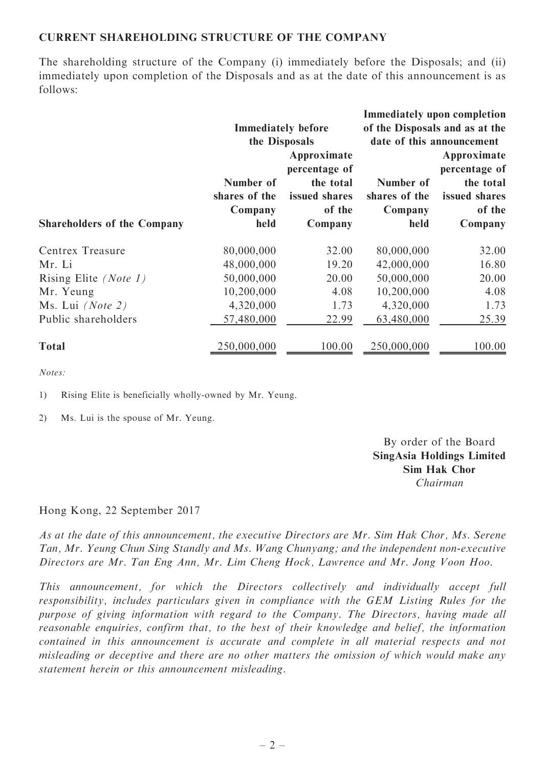## CURRENT SHAREHOLDING STRUCTURE OF THE COMPANY

The shareholding structure of the Company (i) immediately before the Disposals; and (ii) immediately upon completion of the Disposals and as at the date of this announcement is as follows:

| Shareholders of the Company | Immediately before the Disposals | | Immediately upon completion of the Disposals and as at the date of this announcement | |
|---|---|---|---|---|
| | Number of shares of the Company held | Approximate percentage of the total issued shares of the Company | Number of shares of the Company held | Approximate percentage of the total issued shares of the Company |
| Centrex Treasure | 80,000,000 | 32.00 | 80,000,000 | 32.00 |
| Mr. Li | 48,000,000 | 19.20 | 42,000,000 | 16.80 |
| Rising Elite *(Note 1)* | 50,000,000 | 20.00 | 50,000,000 | 20.00 |
| Mr. Yeung | 10,200,000 | 4.08 | 10,200,000 | 4.08 |
| Ms. Lui *(Note 2)* | 4,320,000 | 1.73 | 4,320,000 | 1.73 |
| Public shareholders | 57,480,000 | 22.99 | 63,480,000 | 25.39 |
| **Total** | 250,000,000 | 100.00 | 250,000,000 | 100.00 |

*Notes:*

1) Rising Elite is beneficially wholly-owned by Mr. Yeung.

2) Ms. Lui is the spouse of Mr. Yeung.

By order of the Board
**SingAsia Holdings Limited**
**Sim Hak Chor**
*Chairman*

Hong Kong, 22 September 2017

*As at the date of this announcement, the executive Directors are Mr. Sim Hak Chor, Ms. Serene Tan, Mr. Yeung Chun Sing Standly and Ms. Wang Chunyang; and the independent non-executive Directors are Mr. Tan Eng Ann, Mr. Lim Cheng Hock, Lawrence and Mr. Jong Voon Hoo.*

*This announcement, for which the Directors collectively and individually accept full responsibility, includes particulars given in compliance with the GEM Listing Rules for the purpose of giving information with regard to the Company. The Directors, having made all reasonable enquiries, confirm that, to the best of their knowledge and belief, the information contained in this announcement is accurate and complete in all material respects and not misleading or deceptive and there are no other matters the omission of which would make any statement herein or this announcement misleading.*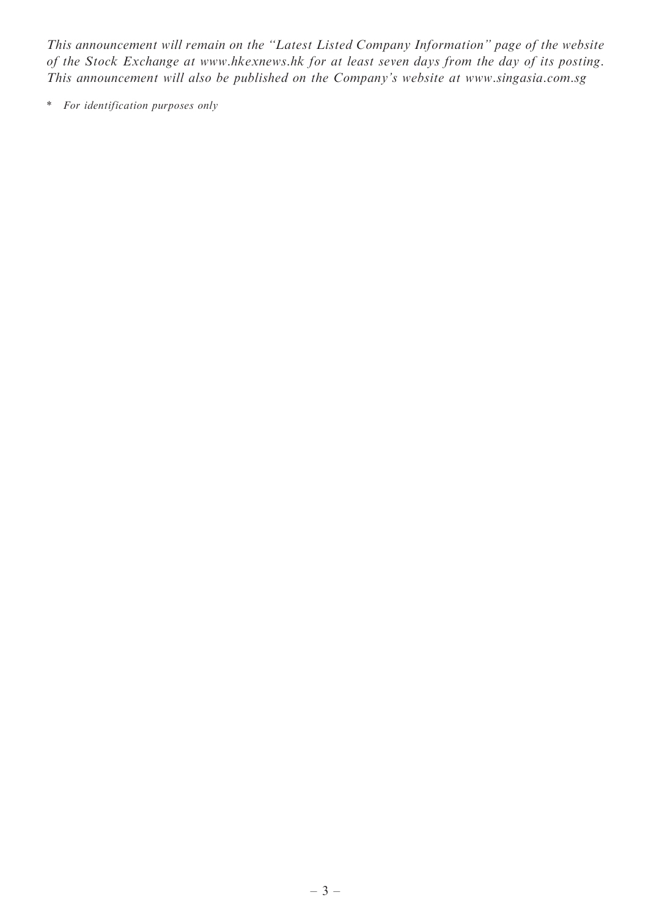*This announcement will remain on the "Latest Listed Company Information" page of the website of the Stock Exchange at www.hkexnews.hk for at least seven days from the day of its posting. This announcement will also be published on the Company's website at www.singasia.com.sg*

\* *For identification purposes only*